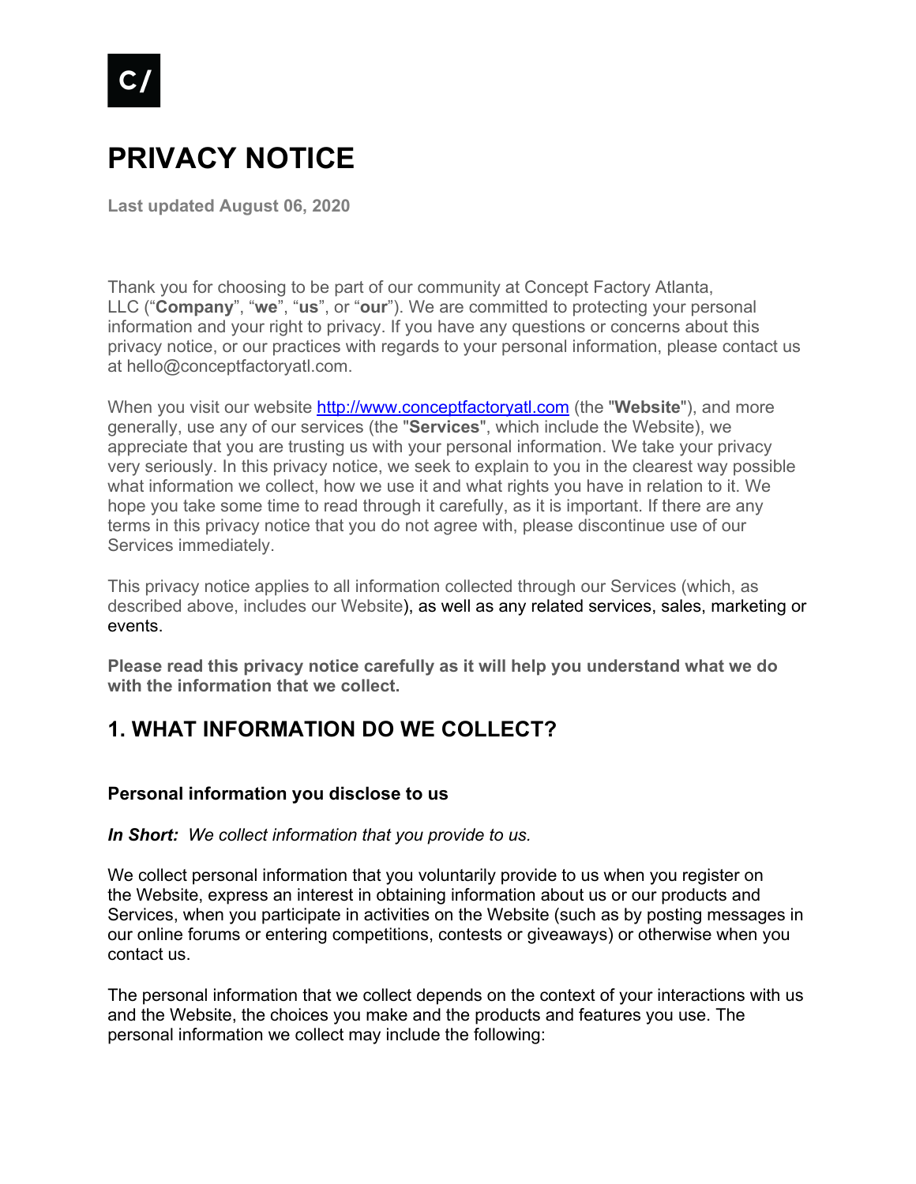C/

# PRIVACY NOTICE

**Last updated August 06, 2020**

Thank you for choosing to be part of our community at Concept Factory Atlanta, LLC ("**Company**", "**we**", "**us**", or "**our**"). We are committed to protecting your personal information and your right to privacy. If you have any questions or concerns about this privacy notice, or our practices with regards to your personal information, please contact us at hello@conceptfactoryatl.com.

When you visit our website [http://www.conceptfactoryatl.com](http://www.conceptfactoryatl.com) (the "**Website**"), and more generally, use any of our services (the "**Services**", which include the Website), we appreciate that you are trusting us with your personal information. We take your privacy very seriously. In this privacy notice, we seek to explain to you in the clearest way possible what information we collect, how we use it and what rights you have in relation to it. We hope you take some time to read through it carefully, as it is important. If there are any terms in this privacy notice that you do not agree with, please discontinue use of our Services immediately.

This privacy notice applies to all information collected through our Services (which, as described above, includes our Website), as well as any related services, sales, marketing or events.

**Please read this privacy notice carefully as it will help you understand what we do with the information that we collect.**

## 1. WHAT INFORMATION DO WE COLLECT?

### Personal information you disclose to us

***In Short:*** *We collect information that you provide to us.*

We collect personal information that you voluntarily provide to us when you register on the Website, express an interest in obtaining information about us or our products and Services, when you participate in activities on the Website (such as by posting messages in our online forums or entering competitions, contests or giveaways) or otherwise when you contact us.

The personal information that we collect depends on the context of your interactions with us and the Website, the choices you make and the products and features you use. The personal information we collect may include the following: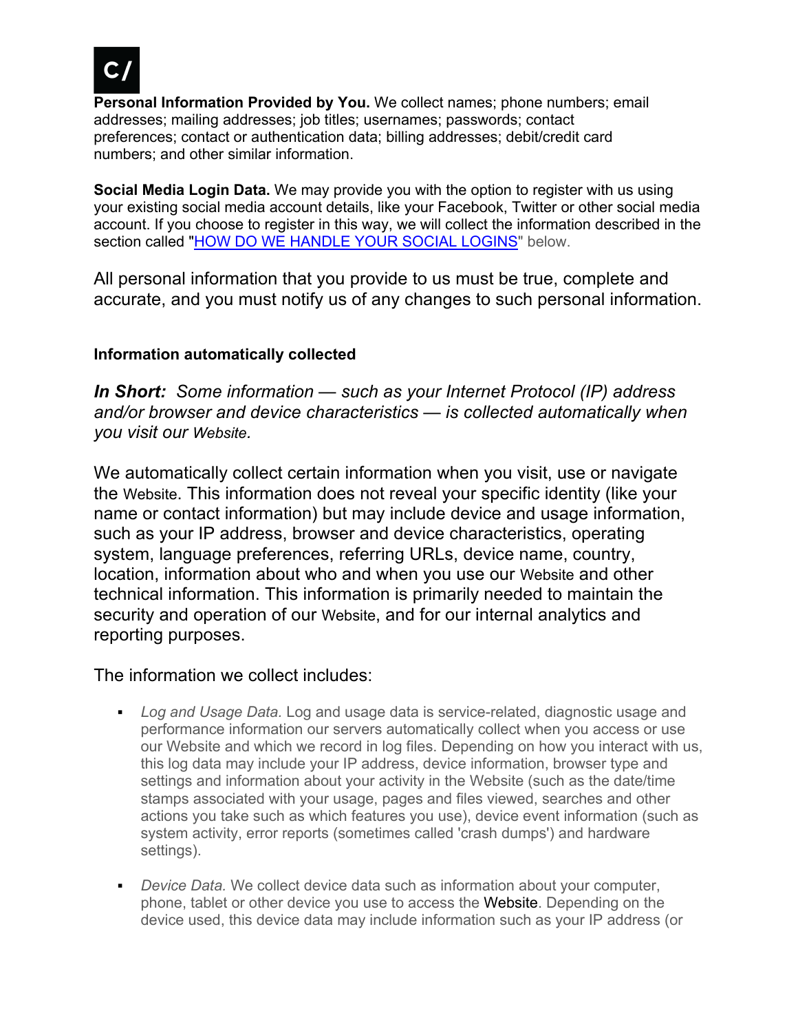**Personal Information Provided by You.** We collect names; phone numbers; email addresses; mailing addresses; job titles; usernames; passwords; contact preferences; contact or authentication data; billing addresses; debit/credit card numbers; and other similar information.

**Social Media Login Data.** We may provide you with the option to register with us using your existing social media account details, like your Facebook, Twitter or other social media account. If you choose to register in this way, we will collect the information described in the section called "[HOW DO WE HANDLE YOUR SOCIAL LOGINS]" below.

All personal information that you provide to us must be true, complete and accurate, and you must notify us of any changes to such personal information.

**Information automatically collected**

***In Short:*** *Some information — such as your Internet Protocol (IP) address and/or browser and device characteristics — is collected automatically when you visit our Website.*

We automatically collect certain information when you visit, use or navigate the Website. This information does not reveal your specific identity (like your name or contact information) but may include device and usage information, such as your IP address, browser and device characteristics, operating system, language preferences, referring URLs, device name, country, location, information about who and when you use our Website and other technical information. This information is primarily needed to maintain the security and operation of our Website, and for our internal analytics and reporting purposes.

The information we collect includes:

- *Log and Usage Data.* Log and usage data is service-related, diagnostic usage and performance information our servers automatically collect when you access or use our Website and which we record in log files. Depending on how you interact with us, this log data may include your IP address, device information, browser type and settings and information about your activity in the Website (such as the date/time stamps associated with your usage, pages and files viewed, searches and other actions you take such as which features you use), device event information (such as system activity, error reports (sometimes called 'crash dumps') and hardware settings).
- *Device Data.* We collect device data such as information about your computer, phone, tablet or other device you use to access the Website. Depending on the device used, this device data may include information such as your IP address (or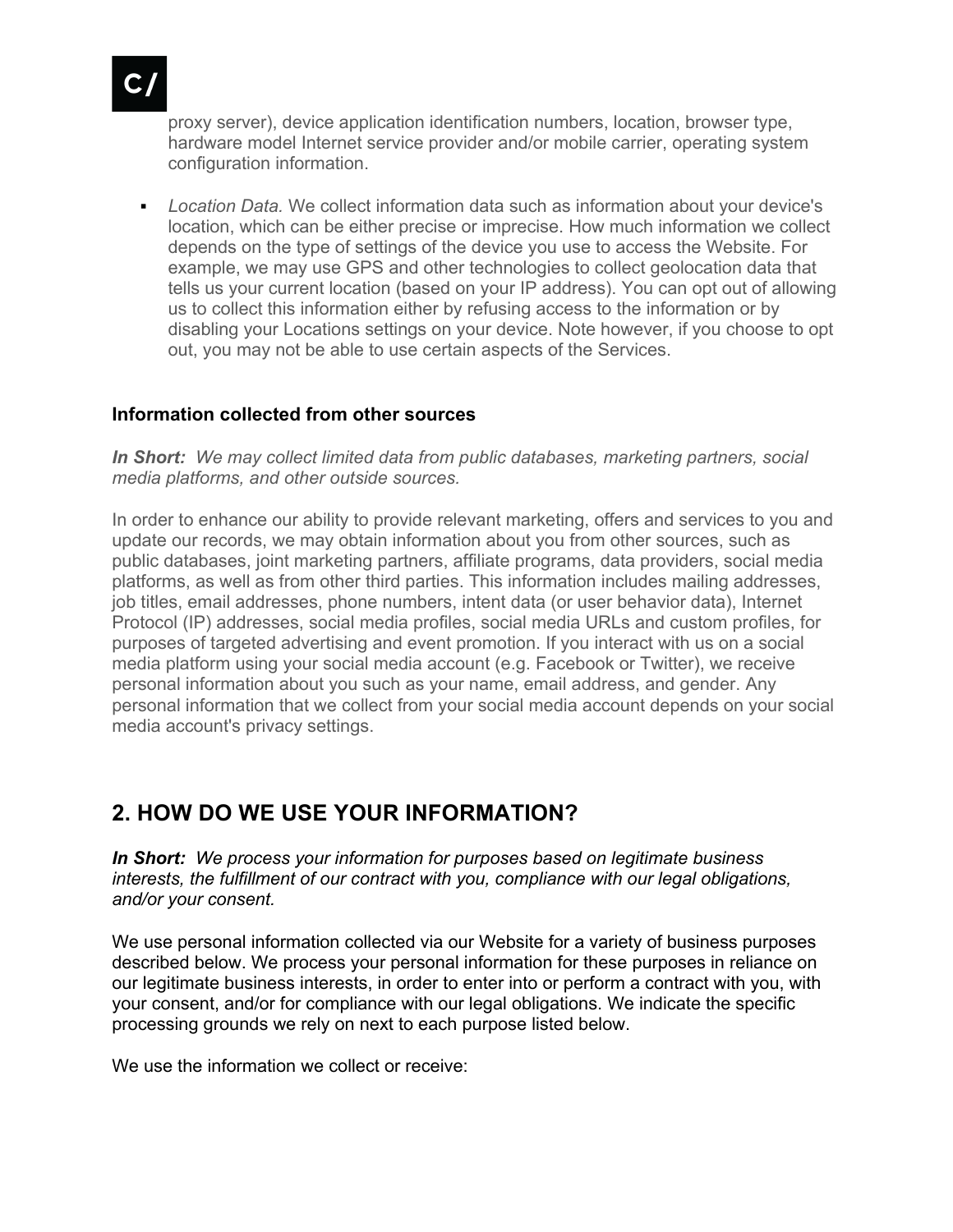proxy server), device application identification numbers, location, browser type, hardware model Internet service provider and/or mobile carrier, operating system configuration information.

- *Location Data.* We collect information data such as information about your device's location, which can be either precise or imprecise. How much information we collect depends on the type of settings of the device you use to access the Website. For example, we may use GPS and other technologies to collect geolocation data that tells us your current location (based on your IP address). You can opt out of allowing us to collect this information either by refusing access to the information or by disabling your Locations settings on your device. Note however, if you choose to opt out, you may not be able to use certain aspects of the Services.

**Information collected from other sources**

***In Short:*** *We may collect limited data from public databases, marketing partners, social media platforms, and other outside sources.*

In order to enhance our ability to provide relevant marketing, offers and services to you and update our records, we may obtain information about you from other sources, such as public databases, joint marketing partners, affiliate programs, data providers, social media platforms, as well as from other third parties. This information includes mailing addresses, job titles, email addresses, phone numbers, intent data (or user behavior data), Internet Protocol (IP) addresses, social media profiles, social media URLs and custom profiles, for purposes of targeted advertising and event promotion. If you interact with us on a social media platform using your social media account (e.g. Facebook or Twitter), we receive personal information about you such as your name, email address, and gender. Any personal information that we collect from your social media account depends on your social media account's privacy settings.

## 2. HOW DO WE USE YOUR INFORMATION?

***In Short:*** *We process your information for purposes based on legitimate business interests, the fulfillment of our contract with you, compliance with our legal obligations, and/or your consent.*

We use personal information collected via our Website for a variety of business purposes described below. We process your personal information for these purposes in reliance on our legitimate business interests, in order to enter into or perform a contract with you, with your consent, and/or for compliance with our legal obligations. We indicate the specific processing grounds we rely on next to each purpose listed below.

We use the information we collect or receive: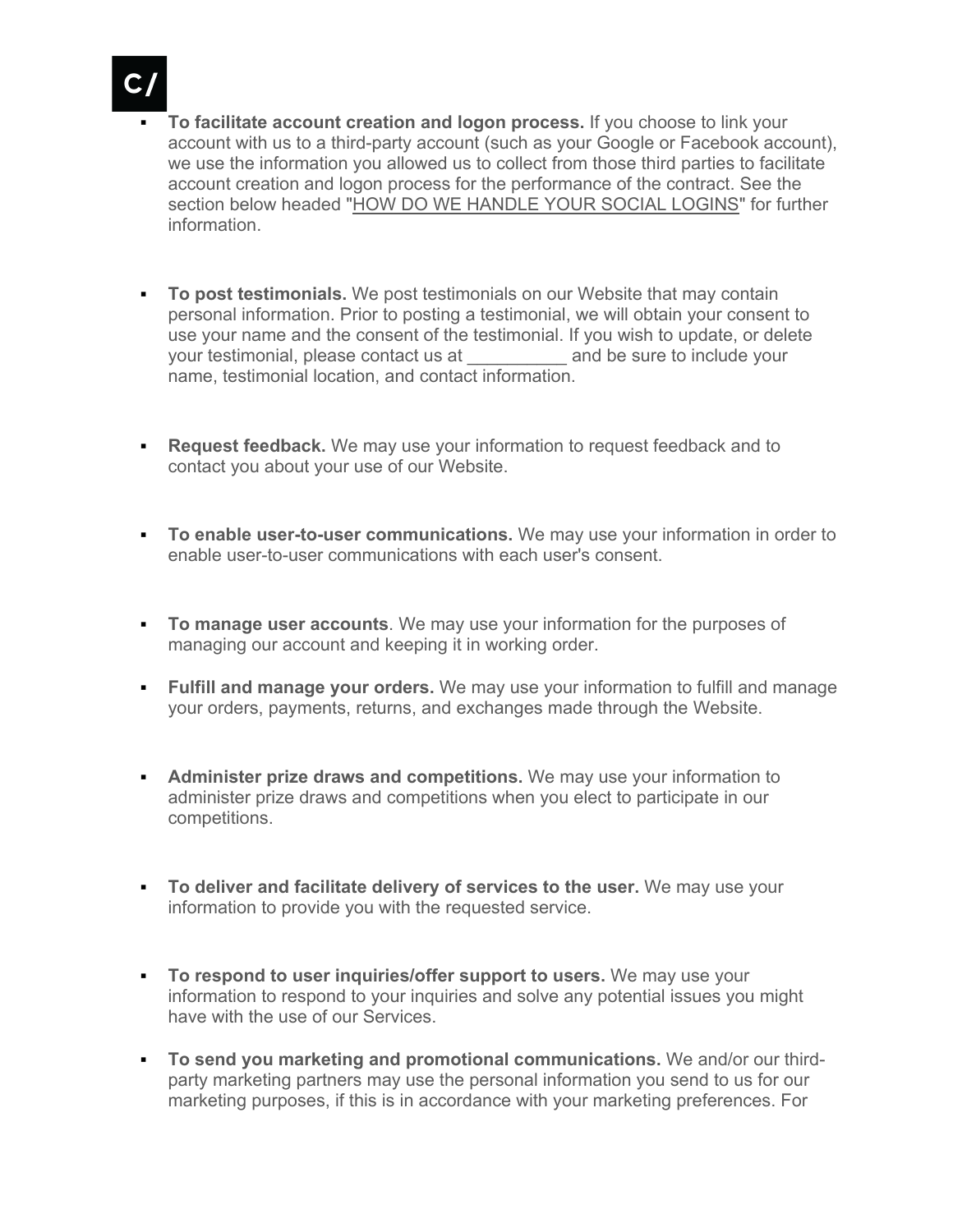- **To facilitate account creation and logon process.** If you choose to link your account with us to a third-party account (such as your Google or Facebook account), we use the information you allowed us to collect from those third parties to facilitate account creation and logon process for the performance of the contract. See the section below headed "HOW DO WE HANDLE YOUR SOCIAL LOGINS" for further information.

- **To post testimonials.** We post testimonials on our Website that may contain personal information. Prior to posting a testimonial, we will obtain your consent to use your name and the consent of the testimonial. If you wish to update, or delete your testimonial, please contact us at __________ and be sure to include your name, testimonial location, and contact information.

- **Request feedback.** We may use your information to request feedback and to contact you about your use of our Website.

- **To enable user-to-user communications.** We may use your information in order to enable user-to-user communications with each user's consent.

- **To manage user accounts**. We may use your information for the purposes of managing our account and keeping it in working order.

- **Fulfill and manage your orders.** We may use your information to fulfill and manage your orders, payments, returns, and exchanges made through the Website.

- **Administer prize draws and competitions.** We may use your information to administer prize draws and competitions when you elect to participate in our competitions.

- **To deliver and facilitate delivery of services to the user.** We may use your information to provide you with the requested service.

- **To respond to user inquiries/offer support to users.** We may use your information to respond to your inquiries and solve any potential issues you might have with the use of our Services.

- **To send you marketing and promotional communications.** We and/or our third-party marketing partners may use the personal information you send to us for our marketing purposes, if this is in accordance with your marketing preferences. For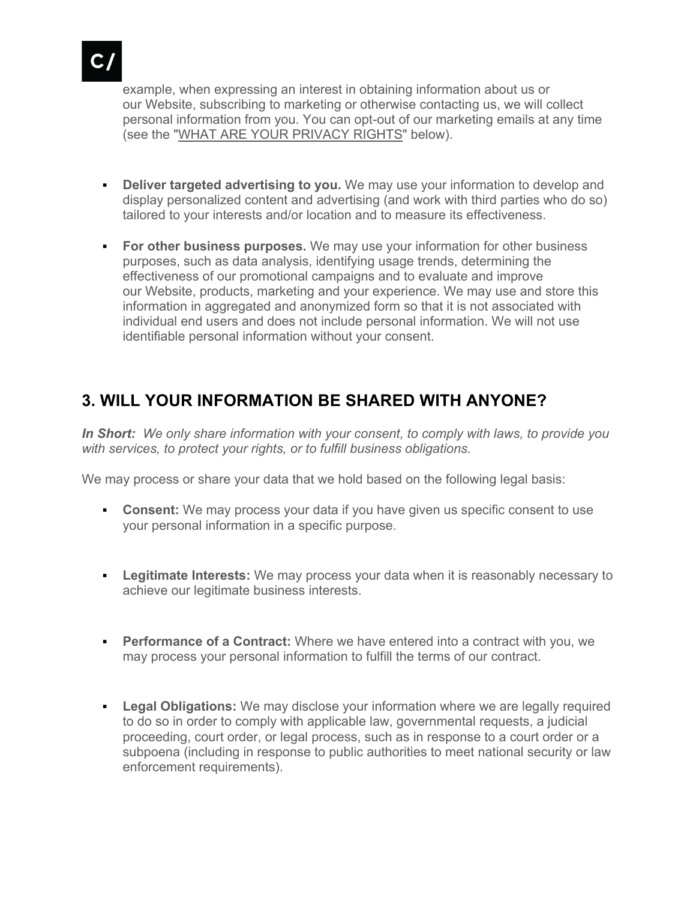example, when expressing an interest in obtaining information about us or our Website, subscribing to marketing or otherwise contacting us, we will collect personal information from you. You can opt-out of our marketing emails at any time (see the "WHAT ARE YOUR PRIVACY RIGHTS" below).

- **Deliver targeted advertising to you.** We may use your information to develop and display personalized content and advertising (and work with third parties who do so) tailored to your interests and/or location and to measure its effectiveness.

- **For other business purposes.** We may use your information for other business purposes, such as data analysis, identifying usage trends, determining the effectiveness of our promotional campaigns and to evaluate and improve our Website, products, marketing and your experience. We may use and store this information in aggregated and anonymized form so that it is not associated with individual end users and does not include personal information. We will not use identifiable personal information without your consent.

## 3. WILL YOUR INFORMATION BE SHARED WITH ANYONE?

***In Short:*** *We only share information with your consent, to comply with laws, to provide you with services, to protect your rights, or to fulfill business obligations.*

We may process or share your data that we hold based on the following legal basis:

- **Consent:** We may process your data if you have given us specific consent to use your personal information in a specific purpose.

- **Legitimate Interests:** We may process your data when it is reasonably necessary to achieve our legitimate business interests.

- **Performance of a Contract:** Where we have entered into a contract with you, we may process your personal information to fulfill the terms of our contract.

- **Legal Obligations:** We may disclose your information where we are legally required to do so in order to comply with applicable law, governmental requests, a judicial proceeding, court order, or legal process, such as in response to a court order or a subpoena (including in response to public authorities to meet national security or law enforcement requirements).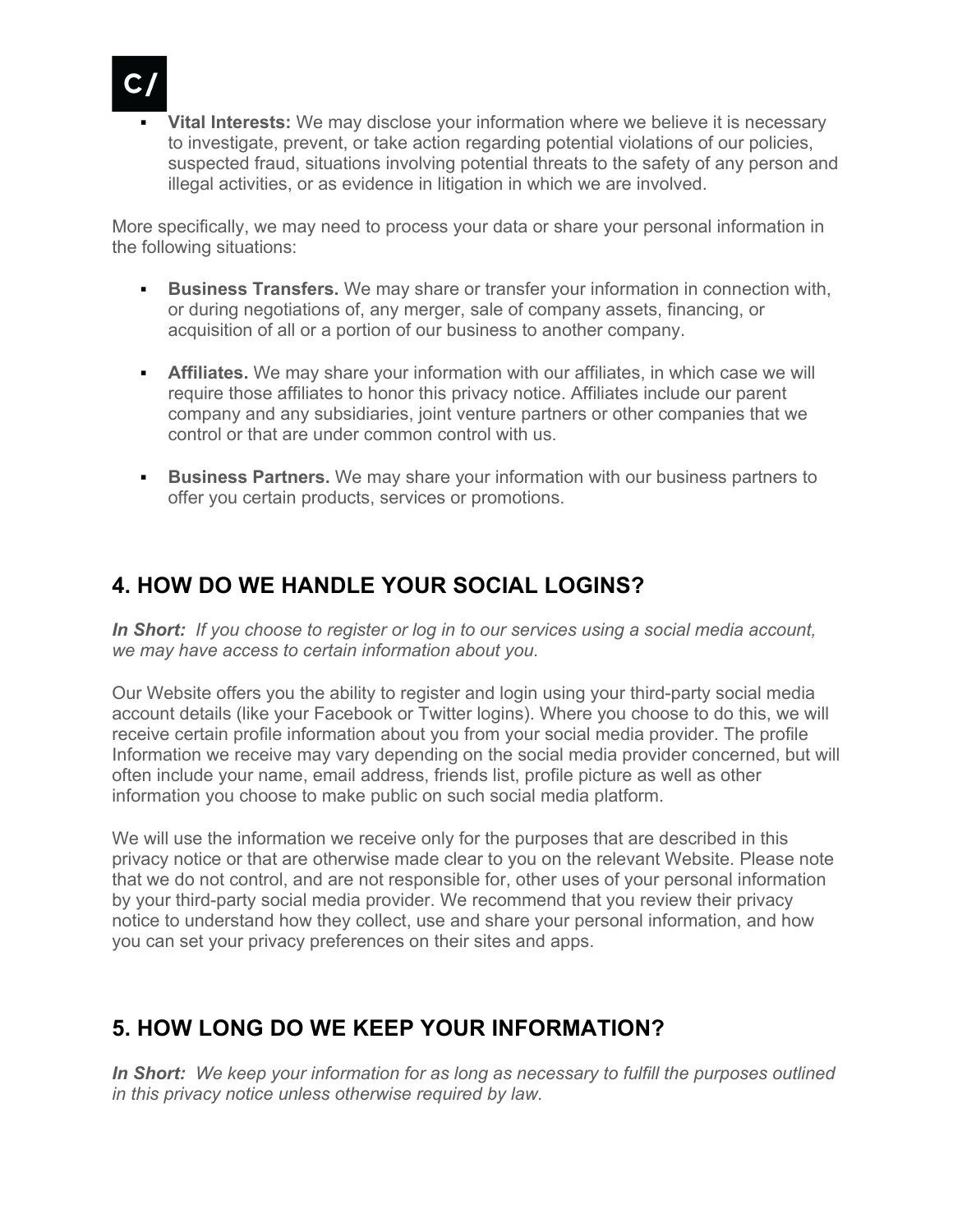- **Vital Interests:** We may disclose your information where we believe it is necessary to investigate, prevent, or take action regarding potential violations of our policies, suspected fraud, situations involving potential threats to the safety of any person and illegal activities, or as evidence in litigation in which we are involved.

More specifically, we may need to process your data or share your personal information in the following situations:

- **Business Transfers.** We may share or transfer your information in connection with, or during negotiations of, any merger, sale of company assets, financing, or acquisition of all or a portion of our business to another company.

- **Affiliates.** We may share your information with our affiliates, in which case we will require those affiliates to honor this privacy notice. Affiliates include our parent company and any subsidiaries, joint venture partners or other companies that we control or that are under common control with us.

- **Business Partners.** We may share your information with our business partners to offer you certain products, services or promotions.

## 4. HOW DO WE HANDLE YOUR SOCIAL LOGINS?

***In Short:*** *If you choose to register or log in to our services using a social media account, we may have access to certain information about you.*

Our Website offers you the ability to register and login using your third-party social media account details (like your Facebook or Twitter logins). Where you choose to do this, we will receive certain profile information about you from your social media provider. The profile Information we receive may vary depending on the social media provider concerned, but will often include your name, email address, friends list, profile picture as well as other information you choose to make public on such social media platform.

We will use the information we receive only for the purposes that are described in this privacy notice or that are otherwise made clear to you on the relevant Website. Please note that we do not control, and are not responsible for, other uses of your personal information by your third-party social media provider. We recommend that you review their privacy notice to understand how they collect, use and share your personal information, and how you can set your privacy preferences on their sites and apps.

## 5. HOW LONG DO WE KEEP YOUR INFORMATION?

***In Short:*** *We keep your information for as long as necessary to fulfill the purposes outlined in this privacy notice unless otherwise required by law.*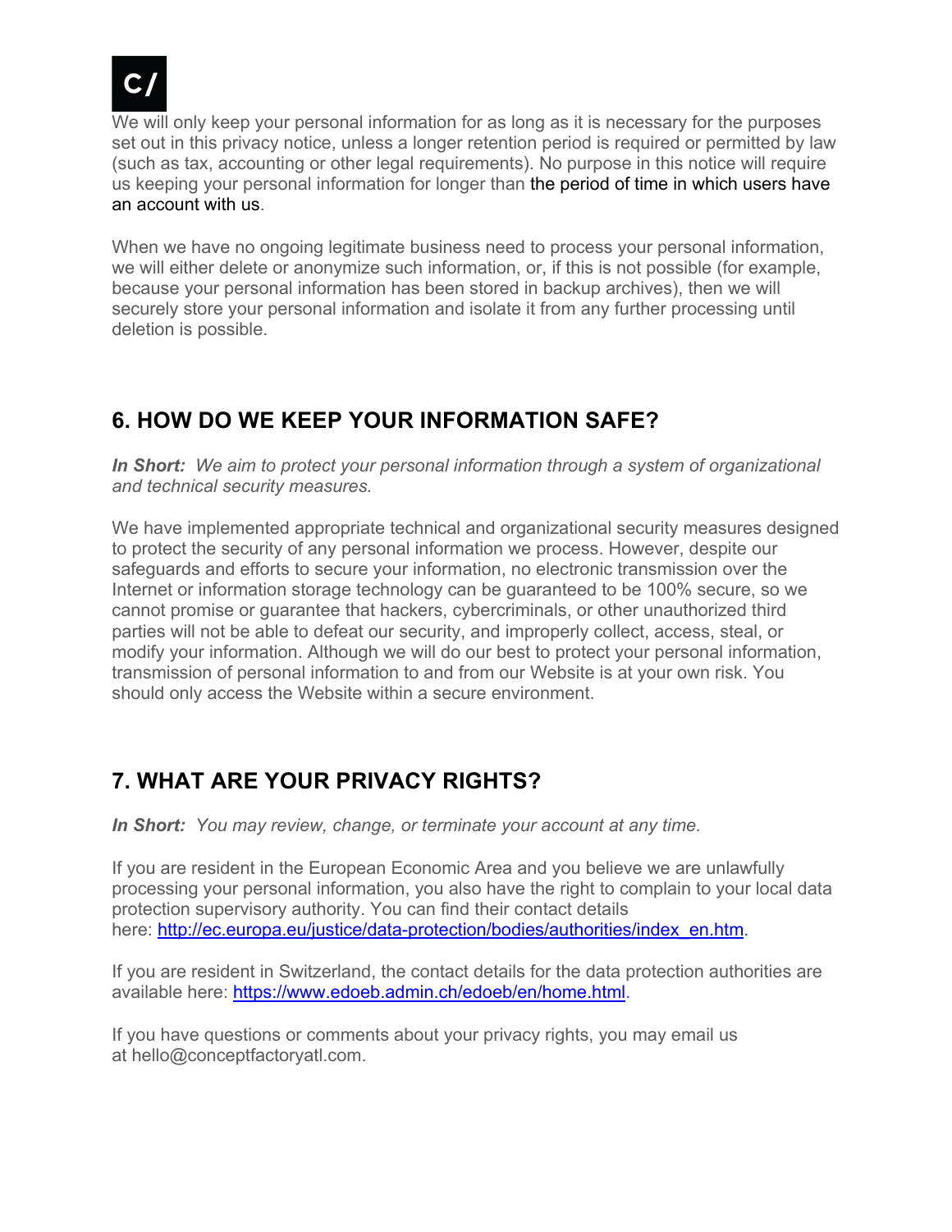We will only keep your personal information for as long as it is necessary for the purposes set out in this privacy notice, unless a longer retention period is required or permitted by law (such as tax, accounting or other legal requirements). No purpose in this notice will require us keeping your personal information for longer than the period of time in which users have an account with us.

When we have no ongoing legitimate business need to process your personal information, we will either delete or anonymize such information, or, if this is not possible (for example, because your personal information has been stored in backup archives), then we will securely store your personal information and isolate it from any further processing until deletion is possible.

## 6. HOW DO WE KEEP YOUR INFORMATION SAFE?

***In Short:*** *We aim to protect your personal information through a system of organizational and technical security measures.*

We have implemented appropriate technical and organizational security measures designed to protect the security of any personal information we process. However, despite our safeguards and efforts to secure your information, no electronic transmission over the Internet or information storage technology can be guaranteed to be 100% secure, so we cannot promise or guarantee that hackers, cybercriminals, or other unauthorized third parties will not be able to defeat our security, and improperly collect, access, steal, or modify your information. Although we will do our best to protect your personal information, transmission of personal information to and from our Website is at your own risk. You should only access the Website within a secure environment.

## 7. WHAT ARE YOUR PRIVACY RIGHTS?

***In Short:*** *You may review, change, or terminate your account at any time.*

If you are resident in the European Economic Area and you believe we are unlawfully processing your personal information, you also have the right to complain to your local data protection supervisory authority. You can find their contact details here: [http://ec.europa.eu/justice/data-protection/bodies/authorities/index_en.htm](http://ec.europa.eu/justice/data-protection/bodies/authorities/index_en.htm).

If you are resident in Switzerland, the contact details for the data protection authorities are available here: [https://www.edoeb.admin.ch/edoeb/en/home.html](https://www.edoeb.admin.ch/edoeb/en/home.html).

If you have questions or comments about your privacy rights, you may email us at hello@conceptfactoryatl.com.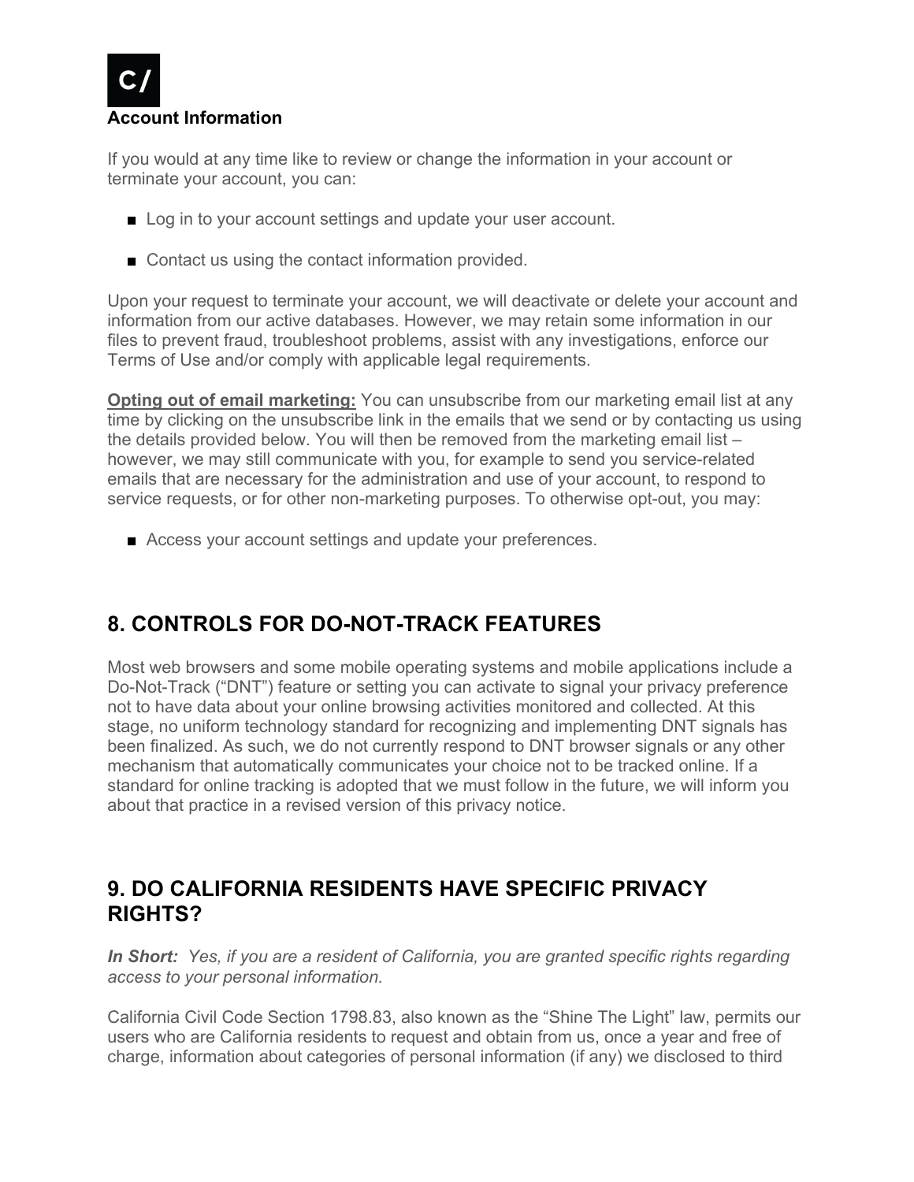**Account Information**

If you would at any time like to review or change the information in your account or terminate your account, you can:

- Log in to your account settings and update your user account.
- Contact us using the contact information provided.

Upon your request to terminate your account, we will deactivate or delete your account and information from our active databases. However, we may retain some information in our files to prevent fraud, troubleshoot problems, assist with any investigations, enforce our Terms of Use and/or comply with applicable legal requirements.

**Opting out of email marketing:** You can unsubscribe from our marketing email list at any time by clicking on the unsubscribe link in the emails that we send or by contacting us using the details provided below. You will then be removed from the marketing email list – however, we may still communicate with you, for example to send you service-related emails that are necessary for the administration and use of your account, to respond to service requests, or for other non-marketing purposes. To otherwise opt-out, you may:

- Access your account settings and update your preferences.

## 8. CONTROLS FOR DO-NOT-TRACK FEATURES

Most web browsers and some mobile operating systems and mobile applications include a Do-Not-Track ("DNT") feature or setting you can activate to signal your privacy preference not to have data about your online browsing activities monitored and collected. At this stage, no uniform technology standard for recognizing and implementing DNT signals has been finalized. As such, we do not currently respond to DNT browser signals or any other mechanism that automatically communicates your choice not to be tracked online. If a standard for online tracking is adopted that we must follow in the future, we will inform you about that practice in a revised version of this privacy notice.

## 9. DO CALIFORNIA RESIDENTS HAVE SPECIFIC PRIVACY RIGHTS?

***In Short:*** *Yes, if you are a resident of California, you are granted specific rights regarding access to your personal information.*

California Civil Code Section 1798.83, also known as the "Shine The Light" law, permits our users who are California residents to request and obtain from us, once a year and free of charge, information about categories of personal information (if any) we disclosed to third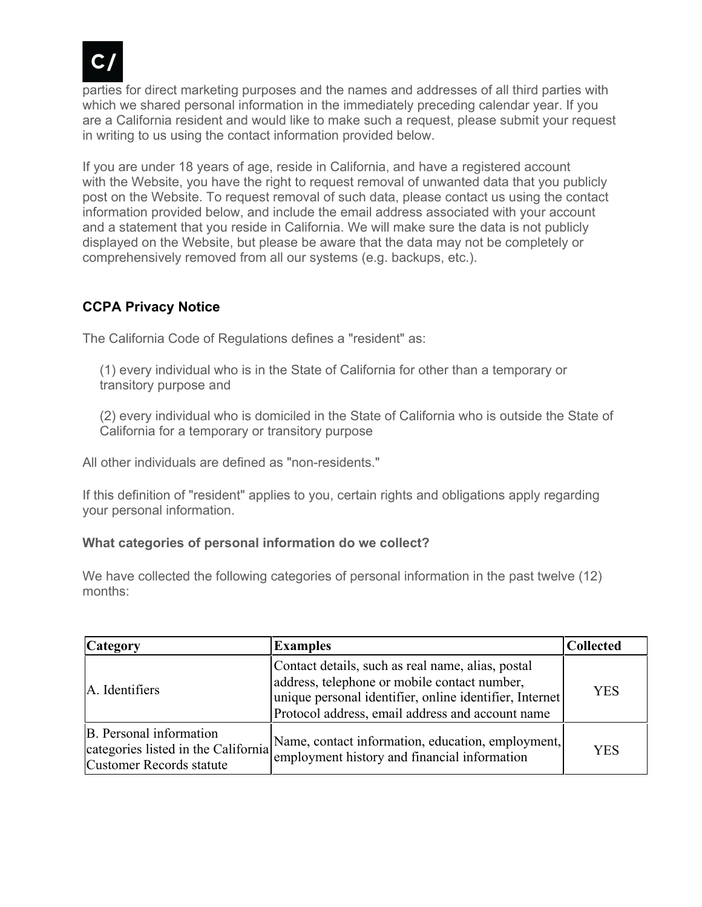parties for direct marketing purposes and the names and addresses of all third parties with which we shared personal information in the immediately preceding calendar year. If you are a California resident and would like to make such a request, please submit your request in writing to us using the contact information provided below.

If you are under 18 years of age, reside in California, and have a registered account with the Website, you have the right to request removal of unwanted data that you publicly post on the Website. To request removal of such data, please contact us using the contact information provided below, and include the email address associated with your account and a statement that you reside in California. We will make sure the data is not publicly displayed on the Website, but please be aware that the data may not be completely or comprehensively removed from all our systems (e.g. backups, etc.).

### CCPA Privacy Notice

The California Code of Regulations defines a "resident" as:

(1) every individual who is in the State of California for other than a temporary or transitory purpose and

(2) every individual who is domiciled in the State of California who is outside the State of California for a temporary or transitory purpose

All other individuals are defined as "non-residents."

If this definition of "resident" applies to you, certain rights and obligations apply regarding your personal information.

**What categories of personal information do we collect?**

We have collected the following categories of personal information in the past twelve (12) months:

| Category | Examples | Collected |
| --- | --- | --- |
| A. Identifiers | Contact details, such as real name, alias, postal address, telephone or mobile contact number, unique personal identifier, online identifier, Internet Protocol address, email address and account name | YES |
| B. Personal information categories listed in the California Customer Records statute | Name, contact information, education, employment, employment history and financial information | YES |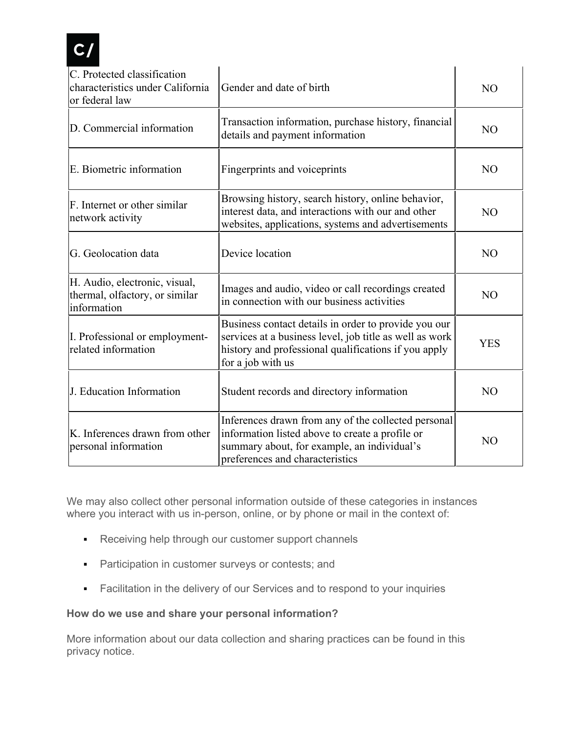| C. Protected classification characteristics under California or federal law | Gender and date of birth | NO |
|---|---|---|
| D. Commercial information | Transaction information, purchase history, financial details and payment information | NO |
| E. Biometric information | Fingerprints and voiceprints | NO |
| F. Internet or other similar network activity | Browsing history, search history, online behavior, interest data, and interactions with our and other websites, applications, systems and advertisements | NO |
| G. Geolocation data | Device location | NO |
| H. Audio, electronic, visual, thermal, olfactory, or similar information | Images and audio, video or call recordings created in connection with our business activities | NO |
| I. Professional or employment-related information | Business contact details in order to provide you our services at a business level, job title as well as work history and professional qualifications if you apply for a job with us | YES |
| J. Education Information | Student records and directory information | NO |
| K. Inferences drawn from other personal information | Inferences drawn from any of the collected personal information listed above to create a profile or summary about, for example, an individual's preferences and characteristics | NO |

We may also collect other personal information outside of these categories in instances where you interact with us in-person, online, or by phone or mail in the context of:

- Receiving help through our customer support channels
- Participation in customer surveys or contests; and
- Facilitation in the delivery of our Services and to respond to your inquiries

**How do we use and share your personal information?**

More information about our data collection and sharing practices can be found in this privacy notice.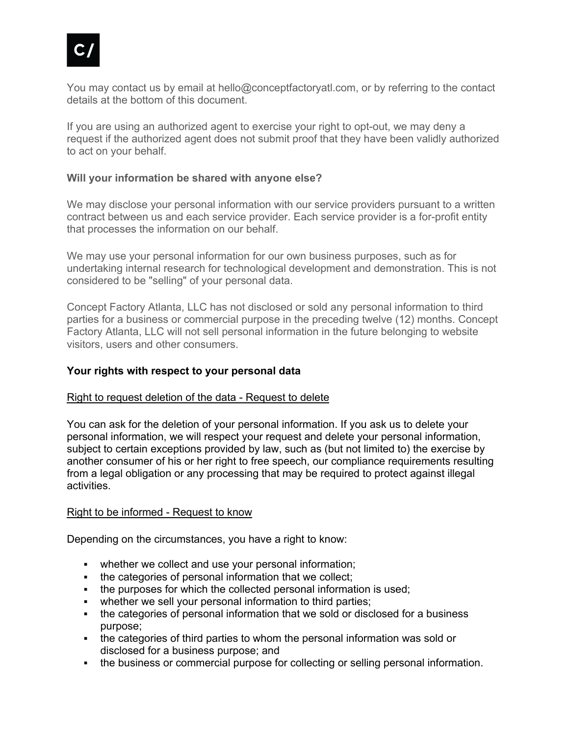You may contact us by email at hello@conceptfactoryatl.com, or by referring to the contact details at the bottom of this document.

If you are using an authorized agent to exercise your right to opt-out, we may deny a request if the authorized agent does not submit proof that they have been validly authorized to act on your behalf.

**Will your information be shared with anyone else?**

We may disclose your personal information with our service providers pursuant to a written contract between us and each service provider. Each service provider is a for-profit entity that processes the information on our behalf.

We may use your personal information for our own business purposes, such as for undertaking internal research for technological development and demonstration. This is not considered to be "selling" of your personal data.

Concept Factory Atlanta, LLC has not disclosed or sold any personal information to third parties for a business or commercial purpose in the preceding twelve (12) months. Concept Factory Atlanta, LLC will not sell personal information in the future belonging to website visitors, users and other consumers.

**Your rights with respect to your personal data**

<u>Right to request deletion of the data - Request to delete</u>

You can ask for the deletion of your personal information. If you ask us to delete your personal information, we will respect your request and delete your personal information, subject to certain exceptions provided by law, such as (but not limited to) the exercise by another consumer of his or her right to free speech, our compliance requirements resulting from a legal obligation or any processing that may be required to protect against illegal activities.

<u>Right to be informed - Request to know</u>

Depending on the circumstances, you have a right to know:

- whether we collect and use your personal information;
- the categories of personal information that we collect;
- the purposes for which the collected personal information is used;
- whether we sell your personal information to third parties;
- the categories of personal information that we sold or disclosed for a business purpose;
- the categories of third parties to whom the personal information was sold or disclosed for a business purpose; and
- the business or commercial purpose for collecting or selling personal information.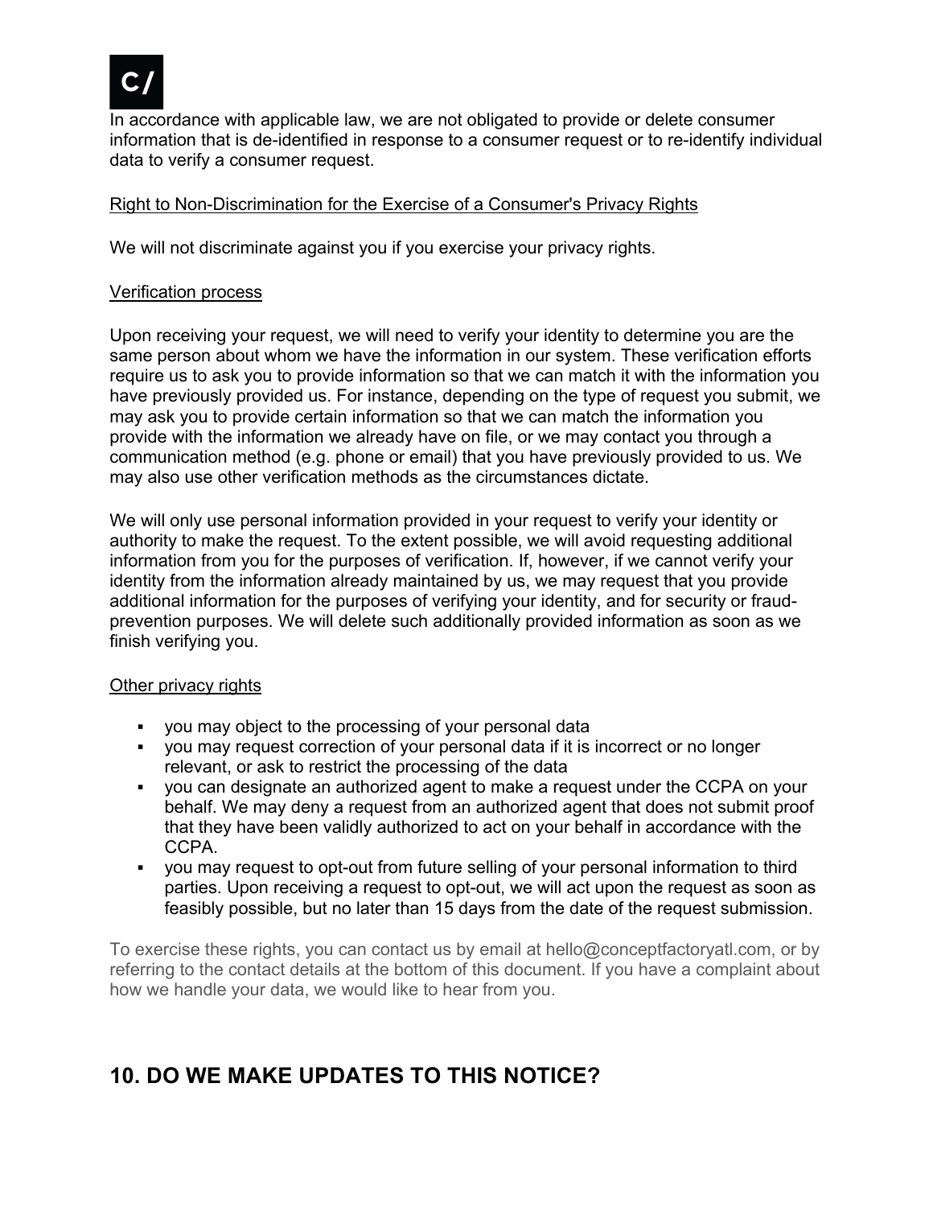In accordance with applicable law, we are not obligated to provide or delete consumer information that is de-identified in response to a consumer request or to re-identify individual data to verify a consumer request.

Right to Non-Discrimination for the Exercise of a Consumer's Privacy Rights

We will not discriminate against you if you exercise your privacy rights.

Verification process

Upon receiving your request, we will need to verify your identity to determine you are the same person about whom we have the information in our system. These verification efforts require us to ask you to provide information so that we can match it with the information you have previously provided us. For instance, depending on the type of request you submit, we may ask you to provide certain information so that we can match the information you provide with the information we already have on file, or we may contact you through a communication method (e.g. phone or email) that you have previously provided to us. We may also use other verification methods as the circumstances dictate.

We will only use personal information provided in your request to verify your identity or authority to make the request. To the extent possible, we will avoid requesting additional information from you for the purposes of verification. If, however, if we cannot verify your identity from the information already maintained by us, we may request that you provide additional information for the purposes of verifying your identity, and for security or fraud-prevention purposes. We will delete such additionally provided information as soon as we finish verifying you.

Other privacy rights

- you may object to the processing of your personal data
- you may request correction of your personal data if it is incorrect or no longer relevant, or ask to restrict the processing of the data
- you can designate an authorized agent to make a request under the CCPA on your behalf. We may deny a request from an authorized agent that does not submit proof that they have been validly authorized to act on your behalf in accordance with the CCPA.
- you may request to opt-out from future selling of your personal information to third parties. Upon receiving a request to opt-out, we will act upon the request as soon as feasibly possible, but no later than 15 days from the date of the request submission.

To exercise these rights, you can contact us by email at hello@conceptfactoryatl.com, or by referring to the contact details at the bottom of this document. If you have a complaint about how we handle your data, we would like to hear from you.

## 10. DO WE MAKE UPDATES TO THIS NOTICE?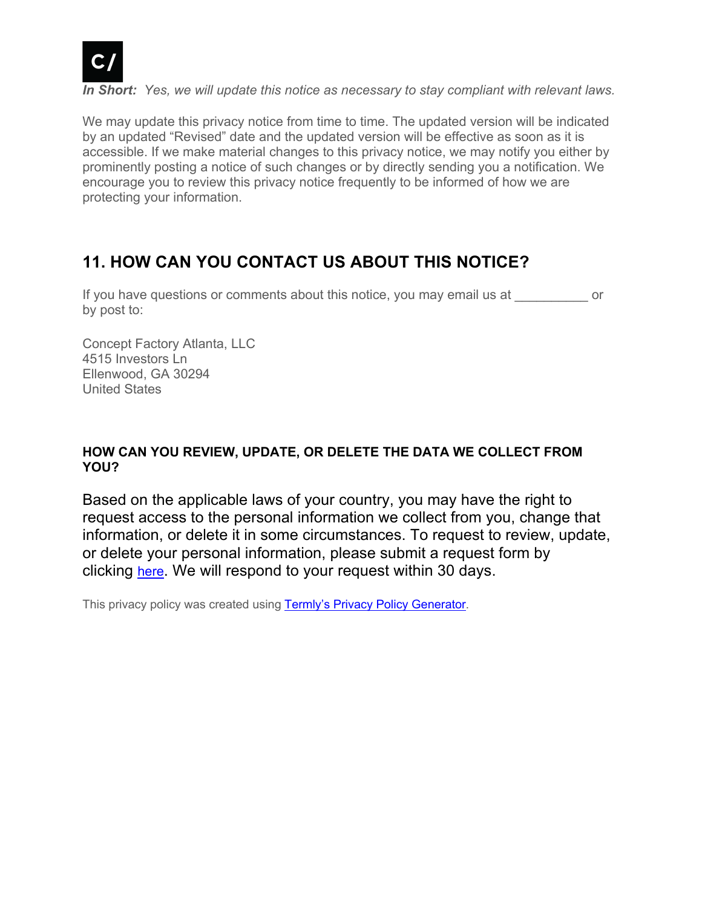*In Short:* *Yes, we will update this notice as necessary to stay compliant with relevant laws.*

We may update this privacy notice from time to time. The updated version will be indicated by an updated "Revised" date and the updated version will be effective as soon as it is accessible. If we make material changes to this privacy notice, we may notify you either by prominently posting a notice of such changes or by directly sending you a notification. We encourage you to review this privacy notice frequently to be informed of how we are protecting your information.

## 11. HOW CAN YOU CONTACT US ABOUT THIS NOTICE?

If you have questions or comments about this notice, you may email us at __________ or by post to:

Concept Factory Atlanta, LLC
4515 Investors Ln
Ellenwood, GA 30294
United States

### HOW CAN YOU REVIEW, UPDATE, OR DELETE THE DATA WE COLLECT FROM YOU?

Based on the applicable laws of your country, you may have the right to request access to the personal information we collect from you, change that information, or delete it in some circumstances. To request to review, update, or delete your personal information, please submit a request form by clicking here. We will respond to your request within 30 days.

This privacy policy was created using Termly's Privacy Policy Generator.